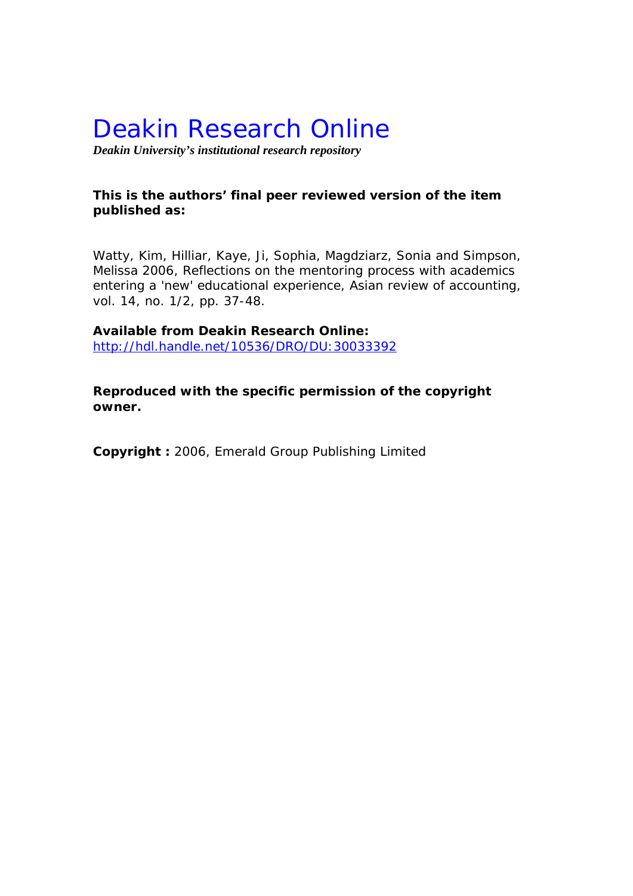# Deakin Research Online

***Deakin University's institutional research repository***

**This is the authors' final peer reviewed version of the item published as:**

Watty, Kim, Hilliar, Kaye, Ji, Sophia, Magdziarz, Sonia and Simpson, Melissa 2006, Reflections on the mentoring process with academics entering a 'new' educational experience, Asian review of accounting, vol. 14, no. 1/2, pp. 37-48.

**Available from Deakin Research Online:**
http://hdl.handle.net/10536/DRO/DU:30033392

**Reproduced with the specific permission of the copyright owner.**

**Copyright :** 2006, Emerald Group Publishing Limited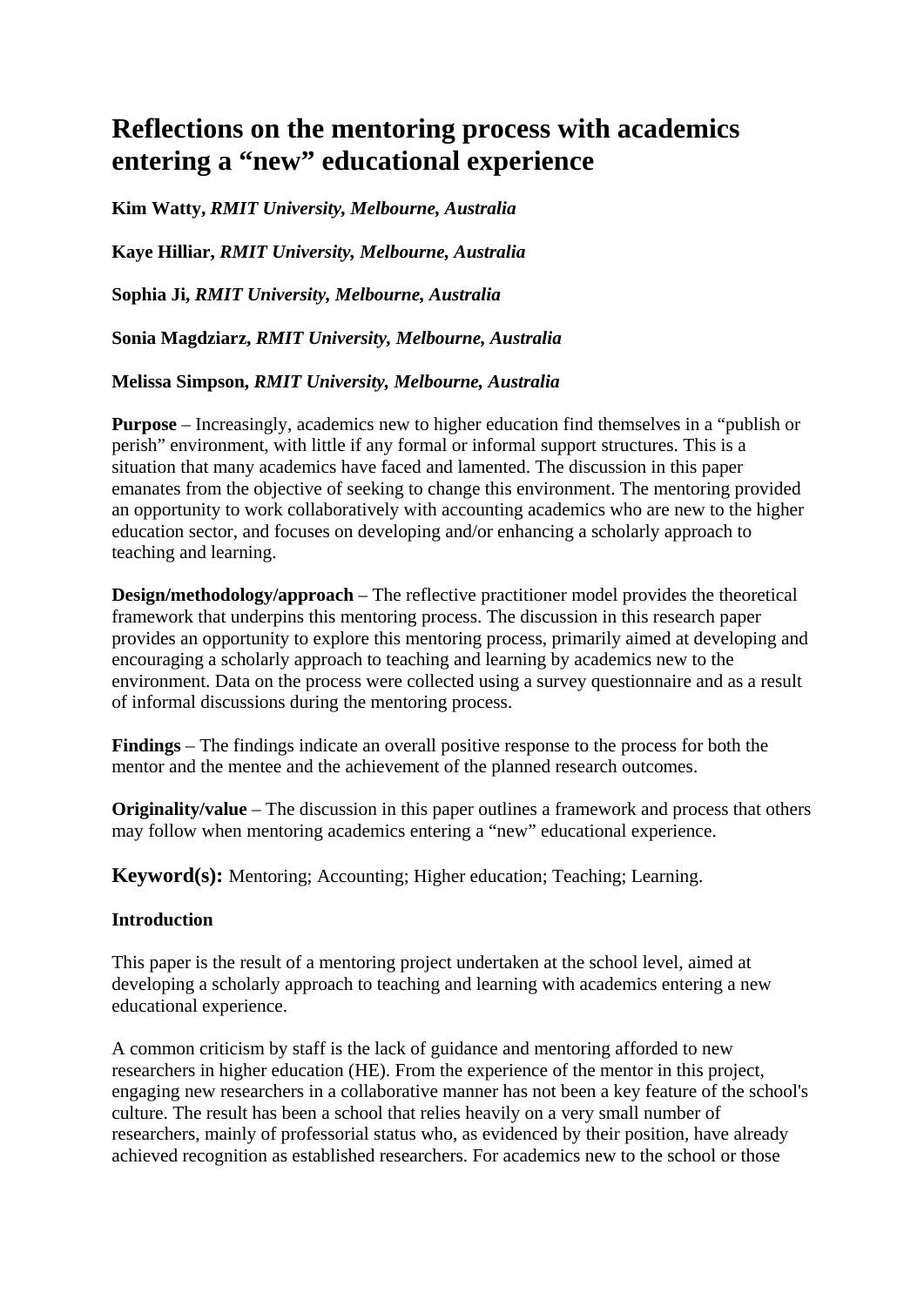# Reflections on the mentoring process with academics entering a "new" educational experience

**Kim Watty,** ***RMIT University, Melbourne, Australia***

**Kaye Hilliar,** ***RMIT University, Melbourne, Australia***

**Sophia Ji,** ***RMIT University, Melbourne, Australia***

**Sonia Magdziarz,** ***RMIT University, Melbourne, Australia***

**Melissa Simpson,** ***RMIT University, Melbourne, Australia***

**Purpose** – Increasingly, academics new to higher education find themselves in a "publish or perish" environment, with little if any formal or informal support structures. This is a situation that many academics have faced and lamented. The discussion in this paper emanates from the objective of seeking to change this environment. The mentoring provided an opportunity to work collaboratively with accounting academics who are new to the higher education sector, and focuses on developing and/or enhancing a scholarly approach to teaching and learning.

**Design/methodology/approach** – The reflective practitioner model provides the theoretical framework that underpins this mentoring process. The discussion in this research paper provides an opportunity to explore this mentoring process, primarily aimed at developing and encouraging a scholarly approach to teaching and learning by academics new to the environment. Data on the process were collected using a survey questionnaire and as a result of informal discussions during the mentoring process.

**Findings** – The findings indicate an overall positive response to the process for both the mentor and the mentee and the achievement of the planned research outcomes.

**Originality/value** – The discussion in this paper outlines a framework and process that others may follow when mentoring academics entering a "new" educational experience.

**Keyword(s):** Mentoring; Accounting; Higher education; Teaching; Learning.

**Introduction**

This paper is the result of a mentoring project undertaken at the school level, aimed at developing a scholarly approach to teaching and learning with academics entering a new educational experience.

A common criticism by staff is the lack of guidance and mentoring afforded to new researchers in higher education (HE). From the experience of the mentor in this project, engaging new researchers in a collaborative manner has not been a key feature of the school's culture. The result has been a school that relies heavily on a very small number of researchers, mainly of professorial status who, as evidenced by their position, have already achieved recognition as established researchers. For academics new to the school or those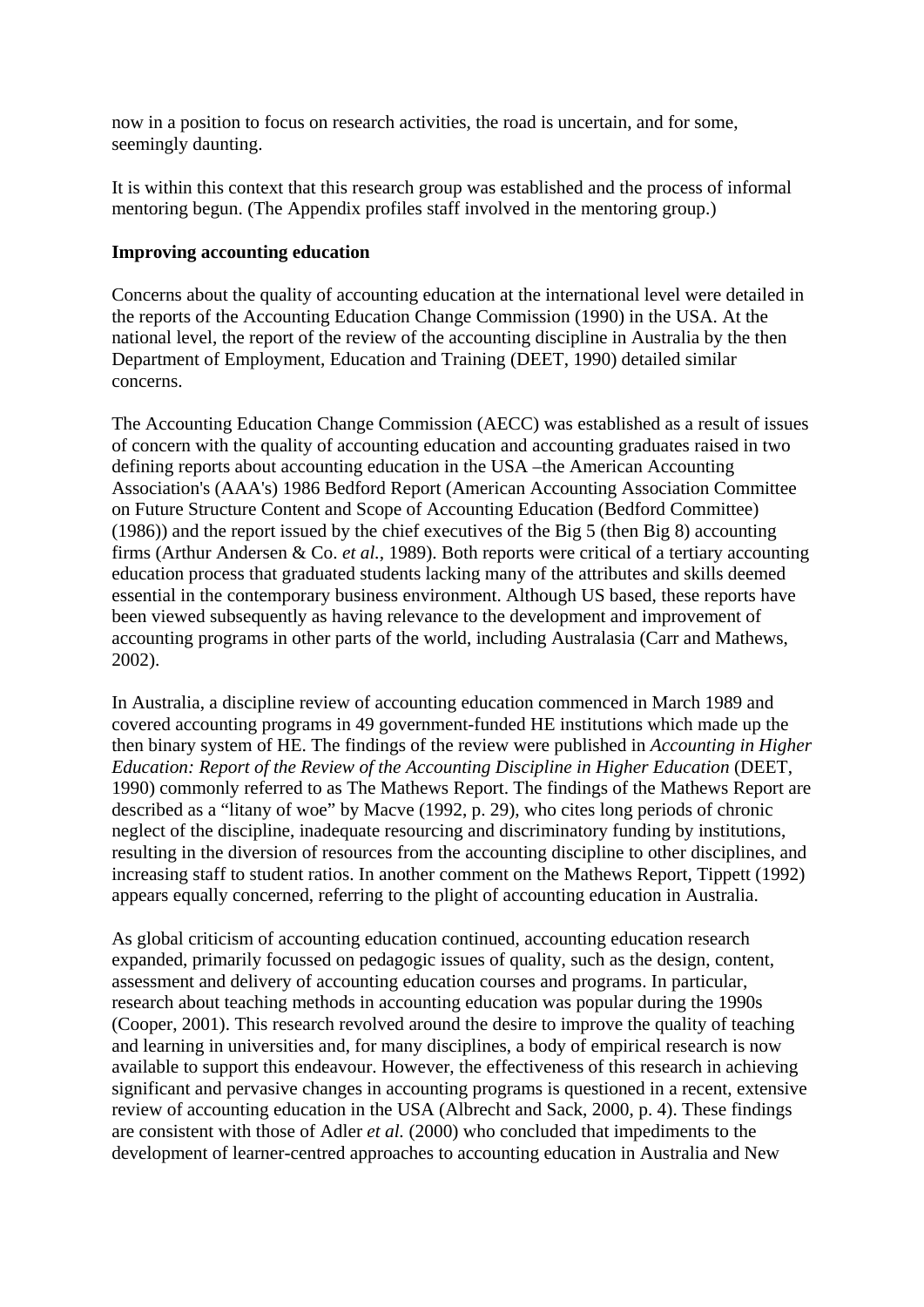now in a position to focus on research activities, the road is uncertain, and for some, seemingly daunting.

It is within this context that this research group was established and the process of informal mentoring begun. (The Appendix profiles staff involved in the mentoring group.)

**Improving accounting education**

Concerns about the quality of accounting education at the international level were detailed in the reports of the Accounting Education Change Commission (1990) in the USA. At the national level, the report of the review of the accounting discipline in Australia by the then Department of Employment, Education and Training (DEET, 1990) detailed similar concerns.

The Accounting Education Change Commission (AECC) was established as a result of issues of concern with the quality of accounting education and accounting graduates raised in two defining reports about accounting education in the USA –the American Accounting Association's (AAA's) 1986 Bedford Report (American Accounting Association Committee on Future Structure Content and Scope of Accounting Education (Bedford Committee) (1986)) and the report issued by the chief executives of the Big 5 (then Big 8) accounting firms (Arthur Andersen & Co. *et al.*, 1989). Both reports were critical of a tertiary accounting education process that graduated students lacking many of the attributes and skills deemed essential in the contemporary business environment. Although US based, these reports have been viewed subsequently as having relevance to the development and improvement of accounting programs in other parts of the world, including Australasia (Carr and Mathews, 2002).

In Australia, a discipline review of accounting education commenced in March 1989 and covered accounting programs in 49 government-funded HE institutions which made up the then binary system of HE. The findings of the review were published in *Accounting in Higher Education: Report of the Review of the Accounting Discipline in Higher Education* (DEET, 1990) commonly referred to as The Mathews Report. The findings of the Mathews Report are described as a "litany of woe" by Macve (1992, p. 29), who cites long periods of chronic neglect of the discipline, inadequate resourcing and discriminatory funding by institutions, resulting in the diversion of resources from the accounting discipline to other disciplines, and increasing staff to student ratios. In another comment on the Mathews Report, Tippett (1992) appears equally concerned, referring to the plight of accounting education in Australia.

As global criticism of accounting education continued, accounting education research expanded, primarily focussed on pedagogic issues of quality, such as the design, content, assessment and delivery of accounting education courses and programs. In particular, research about teaching methods in accounting education was popular during the 1990s (Cooper, 2001). This research revolved around the desire to improve the quality of teaching and learning in universities and, for many disciplines, a body of empirical research is now available to support this endeavour. However, the effectiveness of this research in achieving significant and pervasive changes in accounting programs is questioned in a recent, extensive review of accounting education in the USA (Albrecht and Sack, 2000, p. 4). These findings are consistent with those of Adler *et al.* (2000) who concluded that impediments to the development of learner-centred approaches to accounting education in Australia and New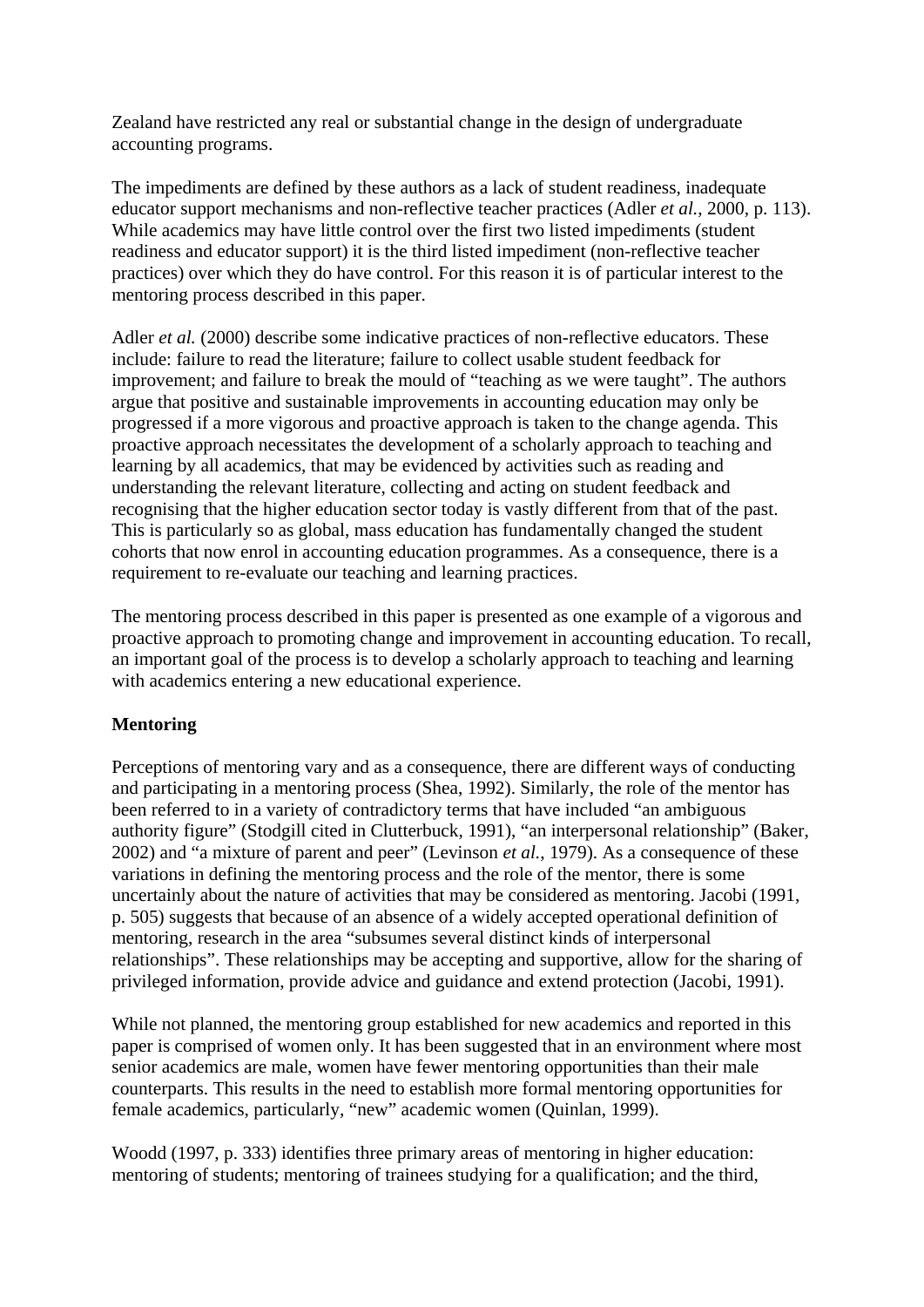Zealand have restricted any real or substantial change in the design of undergraduate accounting programs.

The impediments are defined by these authors as a lack of student readiness, inadequate educator support mechanisms and non-reflective teacher practices (Adler *et al.*, 2000, p. 113). While academics may have little control over the first two listed impediments (student readiness and educator support) it is the third listed impediment (non-reflective teacher practices) over which they do have control. For this reason it is of particular interest to the mentoring process described in this paper.

Adler *et al.* (2000) describe some indicative practices of non-reflective educators. These include: failure to read the literature; failure to collect usable student feedback for improvement; and failure to break the mould of "teaching as we were taught". The authors argue that positive and sustainable improvements in accounting education may only be progressed if a more vigorous and proactive approach is taken to the change agenda. This proactive approach necessitates the development of a scholarly approach to teaching and learning by all academics, that may be evidenced by activities such as reading and understanding the relevant literature, collecting and acting on student feedback and recognising that the higher education sector today is vastly different from that of the past. This is particularly so as global, mass education has fundamentally changed the student cohorts that now enrol in accounting education programmes. As a consequence, there is a requirement to re-evaluate our teaching and learning practices.

The mentoring process described in this paper is presented as one example of a vigorous and proactive approach to promoting change and improvement in accounting education. To recall, an important goal of the process is to develop a scholarly approach to teaching and learning with academics entering a new educational experience.

**Mentoring**

Perceptions of mentoring vary and as a consequence, there are different ways of conducting and participating in a mentoring process (Shea, 1992). Similarly, the role of the mentor has been referred to in a variety of contradictory terms that have included "an ambiguous authority figure" (Stodgill cited in Clutterbuck, 1991), "an interpersonal relationship" (Baker, 2002) and "a mixture of parent and peer" (Levinson *et al.*, 1979). As a consequence of these variations in defining the mentoring process and the role of the mentor, there is some uncertainly about the nature of activities that may be considered as mentoring. Jacobi (1991, p. 505) suggests that because of an absence of a widely accepted operational definition of mentoring, research in the area "subsumes several distinct kinds of interpersonal relationships". These relationships may be accepting and supportive, allow for the sharing of privileged information, provide advice and guidance and extend protection (Jacobi, 1991).

While not planned, the mentoring group established for new academics and reported in this paper is comprised of women only. It has been suggested that in an environment where most senior academics are male, women have fewer mentoring opportunities than their male counterparts. This results in the need to establish more formal mentoring opportunities for female academics, particularly, "new" academic women (Quinlan, 1999).

Woodd (1997, p. 333) identifies three primary areas of mentoring in higher education: mentoring of students; mentoring of trainees studying for a qualification; and the third,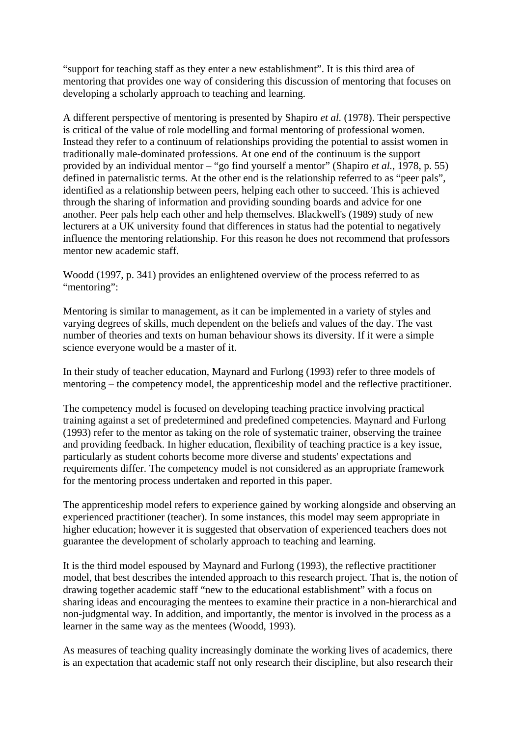"support for teaching staff as they enter a new establishment". It is this third area of mentoring that provides one way of considering this discussion of mentoring that focuses on developing a scholarly approach to teaching and learning.

A different perspective of mentoring is presented by Shapiro *et al.* (1978). Their perspective is critical of the value of role modelling and formal mentoring of professional women. Instead they refer to a continuum of relationships providing the potential to assist women in traditionally male-dominated professions. At one end of the continuum is the support provided by an individual mentor – "go find yourself a mentor" (Shapiro *et al.*, 1978, p. 55) defined in paternalistic terms. At the other end is the relationship referred to as "peer pals", identified as a relationship between peers, helping each other to succeed. This is achieved through the sharing of information and providing sounding boards and advice for one another. Peer pals help each other and help themselves. Blackwell's (1989) study of new lecturers at a UK university found that differences in status had the potential to negatively influence the mentoring relationship. For this reason he does not recommend that professors mentor new academic staff.

Woodd (1997, p. 341) provides an enlightened overview of the process referred to as "mentoring":

Mentoring is similar to management, as it can be implemented in a variety of styles and varying degrees of skills, much dependent on the beliefs and values of the day. The vast number of theories and texts on human behaviour shows its diversity. If it were a simple science everyone would be a master of it.

In their study of teacher education, Maynard and Furlong (1993) refer to three models of mentoring – the competency model, the apprenticeship model and the reflective practitioner.

The competency model is focused on developing teaching practice involving practical training against a set of predetermined and predefined competencies. Maynard and Furlong (1993) refer to the mentor as taking on the role of systematic trainer, observing the trainee and providing feedback. In higher education, flexibility of teaching practice is a key issue, particularly as student cohorts become more diverse and students' expectations and requirements differ. The competency model is not considered as an appropriate framework for the mentoring process undertaken and reported in this paper.

The apprenticeship model refers to experience gained by working alongside and observing an experienced practitioner (teacher). In some instances, this model may seem appropriate in higher education; however it is suggested that observation of experienced teachers does not guarantee the development of scholarly approach to teaching and learning.

It is the third model espoused by Maynard and Furlong (1993), the reflective practitioner model, that best describes the intended approach to this research project. That is, the notion of drawing together academic staff "new to the educational establishment" with a focus on sharing ideas and encouraging the mentees to examine their practice in a non-hierarchical and non-judgmental way. In addition, and importantly, the mentor is involved in the process as a learner in the same way as the mentees (Woodd, 1993).

As measures of teaching quality increasingly dominate the working lives of academics, there is an expectation that academic staff not only research their discipline, but also research their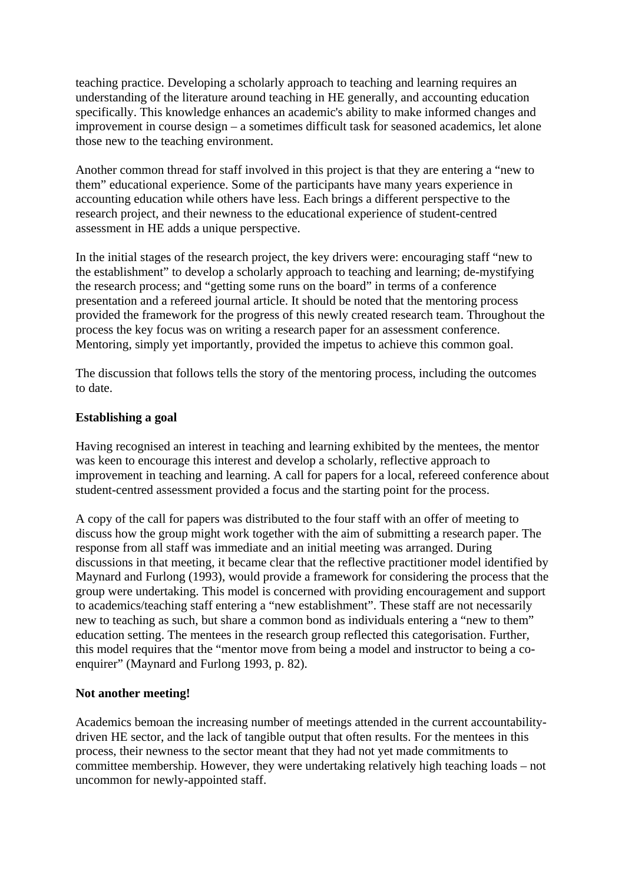teaching practice. Developing a scholarly approach to teaching and learning requires an understanding of the literature around teaching in HE generally, and accounting education specifically. This knowledge enhances an academic's ability to make informed changes and improvement in course design – a sometimes difficult task for seasoned academics, let alone those new to the teaching environment.

Another common thread for staff involved in this project is that they are entering a "new to them" educational experience. Some of the participants have many years experience in accounting education while others have less. Each brings a different perspective to the research project, and their newness to the educational experience of student-centred assessment in HE adds a unique perspective.

In the initial stages of the research project, the key drivers were: encouraging staff "new to the establishment" to develop a scholarly approach to teaching and learning; de-mystifying the research process; and "getting some runs on the board" in terms of a conference presentation and a refereed journal article. It should be noted that the mentoring process provided the framework for the progress of this newly created research team. Throughout the process the key focus was on writing a research paper for an assessment conference. Mentoring, simply yet importantly, provided the impetus to achieve this common goal.

The discussion that follows tells the story of the mentoring process, including the outcomes to date.

**Establishing a goal**

Having recognised an interest in teaching and learning exhibited by the mentees, the mentor was keen to encourage this interest and develop a scholarly, reflective approach to improvement in teaching and learning. A call for papers for a local, refereed conference about student-centred assessment provided a focus and the starting point for the process.

A copy of the call for papers was distributed to the four staff with an offer of meeting to discuss how the group might work together with the aim of submitting a research paper. The response from all staff was immediate and an initial meeting was arranged. During discussions in that meeting, it became clear that the reflective practitioner model identified by Maynard and Furlong (1993), would provide a framework for considering the process that the group were undertaking. This model is concerned with providing encouragement and support to academics/teaching staff entering a "new establishment". These staff are not necessarily new to teaching as such, but share a common bond as individuals entering a "new to them" education setting. The mentees in the research group reflected this categorisation. Further, this model requires that the "mentor move from being a model and instructor to being a co-enquirer" (Maynard and Furlong 1993, p. 82).

**Not another meeting!**

Academics bemoan the increasing number of meetings attended in the current accountability-driven HE sector, and the lack of tangible output that often results. For the mentees in this process, their newness to the sector meant that they had not yet made commitments to committee membership. However, they were undertaking relatively high teaching loads – not uncommon for newly-appointed staff.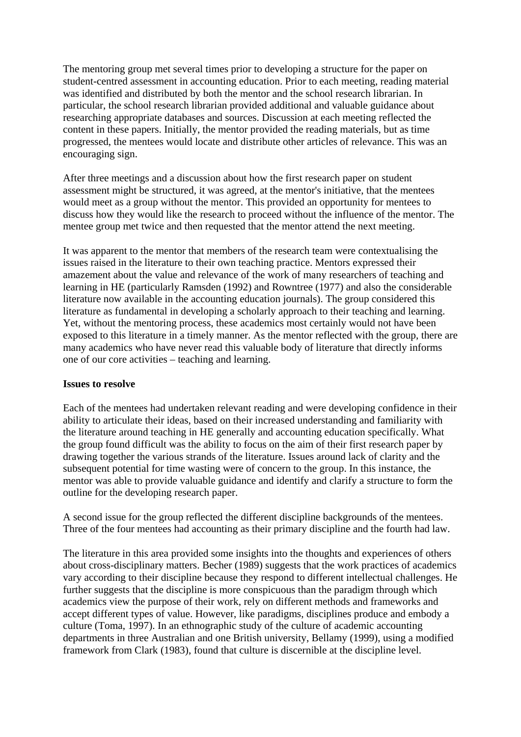The mentoring group met several times prior to developing a structure for the paper on student-centred assessment in accounting education. Prior to each meeting, reading material was identified and distributed by both the mentor and the school research librarian. In particular, the school research librarian provided additional and valuable guidance about researching appropriate databases and sources. Discussion at each meeting reflected the content in these papers. Initially, the mentor provided the reading materials, but as time progressed, the mentees would locate and distribute other articles of relevance. This was an encouraging sign.

After three meetings and a discussion about how the first research paper on student assessment might be structured, it was agreed, at the mentor's initiative, that the mentees would meet as a group without the mentor. This provided an opportunity for mentees to discuss how they would like the research to proceed without the influence of the mentor. The mentee group met twice and then requested that the mentor attend the next meeting.

It was apparent to the mentor that members of the research team were contextualising the issues raised in the literature to their own teaching practice. Mentors expressed their amazement about the value and relevance of the work of many researchers of teaching and learning in HE (particularly Ramsden (1992) and Rowntree (1977) and also the considerable literature now available in the accounting education journals). The group considered this literature as fundamental in developing a scholarly approach to their teaching and learning. Yet, without the mentoring process, these academics most certainly would not have been exposed to this literature in a timely manner. As the mentor reflected with the group, there are many academics who have never read this valuable body of literature that directly informs one of our core activities – teaching and learning.

**Issues to resolve**

Each of the mentees had undertaken relevant reading and were developing confidence in their ability to articulate their ideas, based on their increased understanding and familiarity with the literature around teaching in HE generally and accounting education specifically. What the group found difficult was the ability to focus on the aim of their first research paper by drawing together the various strands of the literature. Issues around lack of clarity and the subsequent potential for time wasting were of concern to the group. In this instance, the mentor was able to provide valuable guidance and identify and clarify a structure to form the outline for the developing research paper.

A second issue for the group reflected the different discipline backgrounds of the mentees. Three of the four mentees had accounting as their primary discipline and the fourth had law.

The literature in this area provided some insights into the thoughts and experiences of others about cross-disciplinary matters. Becher (1989) suggests that the work practices of academics vary according to their discipline because they respond to different intellectual challenges. He further suggests that the discipline is more conspicuous than the paradigm through which academics view the purpose of their work, rely on different methods and frameworks and accept different types of value. However, like paradigms, disciplines produce and embody a culture (Toma, 1997). In an ethnographic study of the culture of academic accounting departments in three Australian and one British university, Bellamy (1999), using a modified framework from Clark (1983), found that culture is discernible at the discipline level.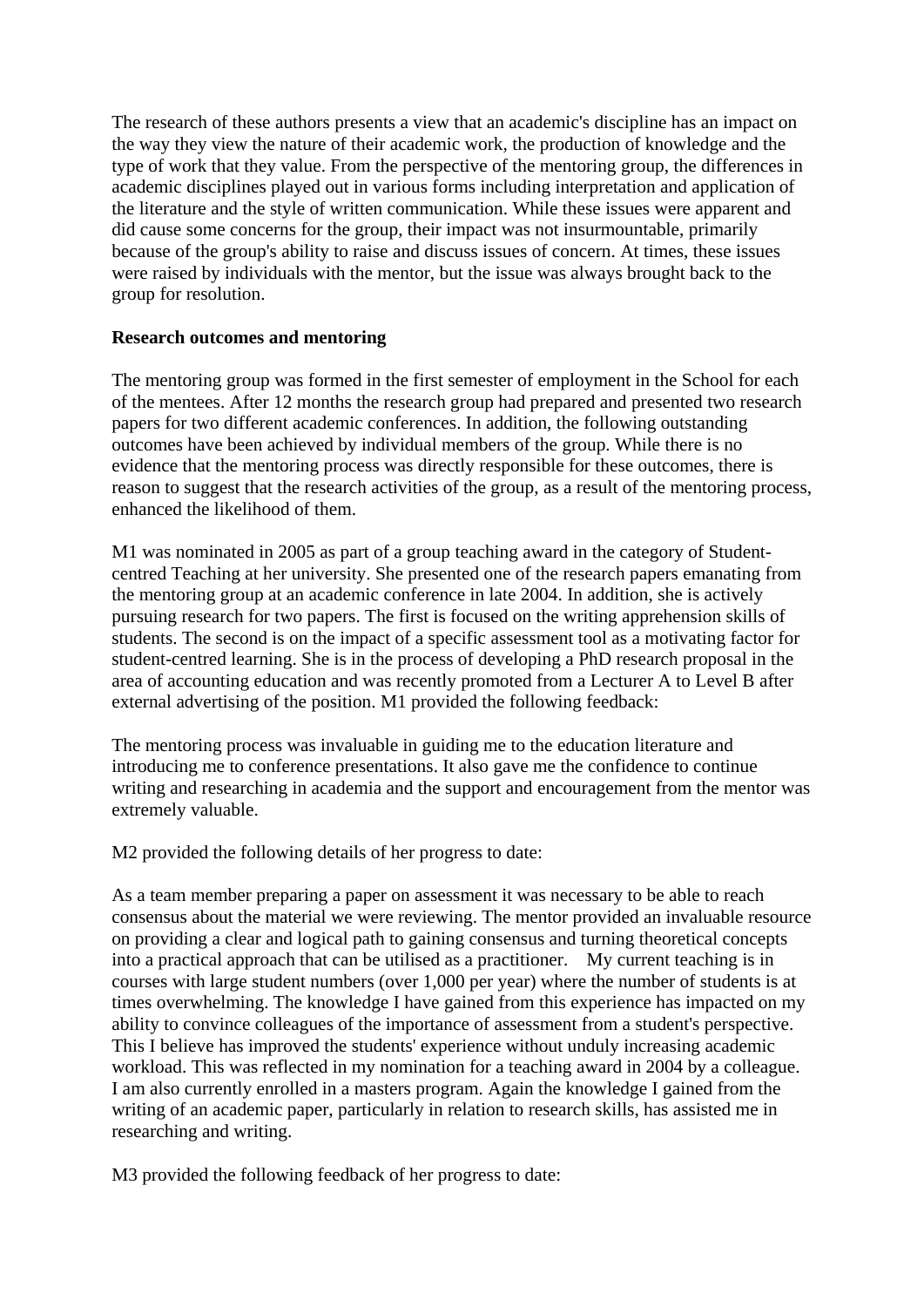The research of these authors presents a view that an academic's discipline has an impact on the way they view the nature of their academic work, the production of knowledge and the type of work that they value. From the perspective of the mentoring group, the differences in academic disciplines played out in various forms including interpretation and application of the literature and the style of written communication. While these issues were apparent and did cause some concerns for the group, their impact was not insurmountable, primarily because of the group's ability to raise and discuss issues of concern. At times, these issues were raised by individuals with the mentor, but the issue was always brought back to the group for resolution.

**Research outcomes and mentoring**

The mentoring group was formed in the first semester of employment in the School for each of the mentees. After 12 months the research group had prepared and presented two research papers for two different academic conferences. In addition, the following outstanding outcomes have been achieved by individual members of the group. While there is no evidence that the mentoring process was directly responsible for these outcomes, there is reason to suggest that the research activities of the group, as a result of the mentoring process, enhanced the likelihood of them.

M1 was nominated in 2005 as part of a group teaching award in the category of Student-centred Teaching at her university. She presented one of the research papers emanating from the mentoring group at an academic conference in late 2004. In addition, she is actively pursuing research for two papers. The first is focused on the writing apprehension skills of students. The second is on the impact of a specific assessment tool as a motivating factor for student-centred learning. She is in the process of developing a PhD research proposal in the area of accounting education and was recently promoted from a Lecturer A to Level B after external advertising of the position. M1 provided the following feedback:

The mentoring process was invaluable in guiding me to the education literature and introducing me to conference presentations. It also gave me the confidence to continue writing and researching in academia and the support and encouragement from the mentor was extremely valuable.

M2 provided the following details of her progress to date:

As a team member preparing a paper on assessment it was necessary to be able to reach consensus about the material we were reviewing. The mentor provided an invaluable resource on providing a clear and logical path to gaining consensus and turning theoretical concepts into a practical approach that can be utilised as a practitioner. My current teaching is in courses with large student numbers (over 1,000 per year) where the number of students is at times overwhelming. The knowledge I have gained from this experience has impacted on my ability to convince colleagues of the importance of assessment from a student's perspective. This I believe has improved the students' experience without unduly increasing academic workload. This was reflected in my nomination for a teaching award in 2004 by a colleague. I am also currently enrolled in a masters program. Again the knowledge I gained from the writing of an academic paper, particularly in relation to research skills, has assisted me in researching and writing.

M3 provided the following feedback of her progress to date: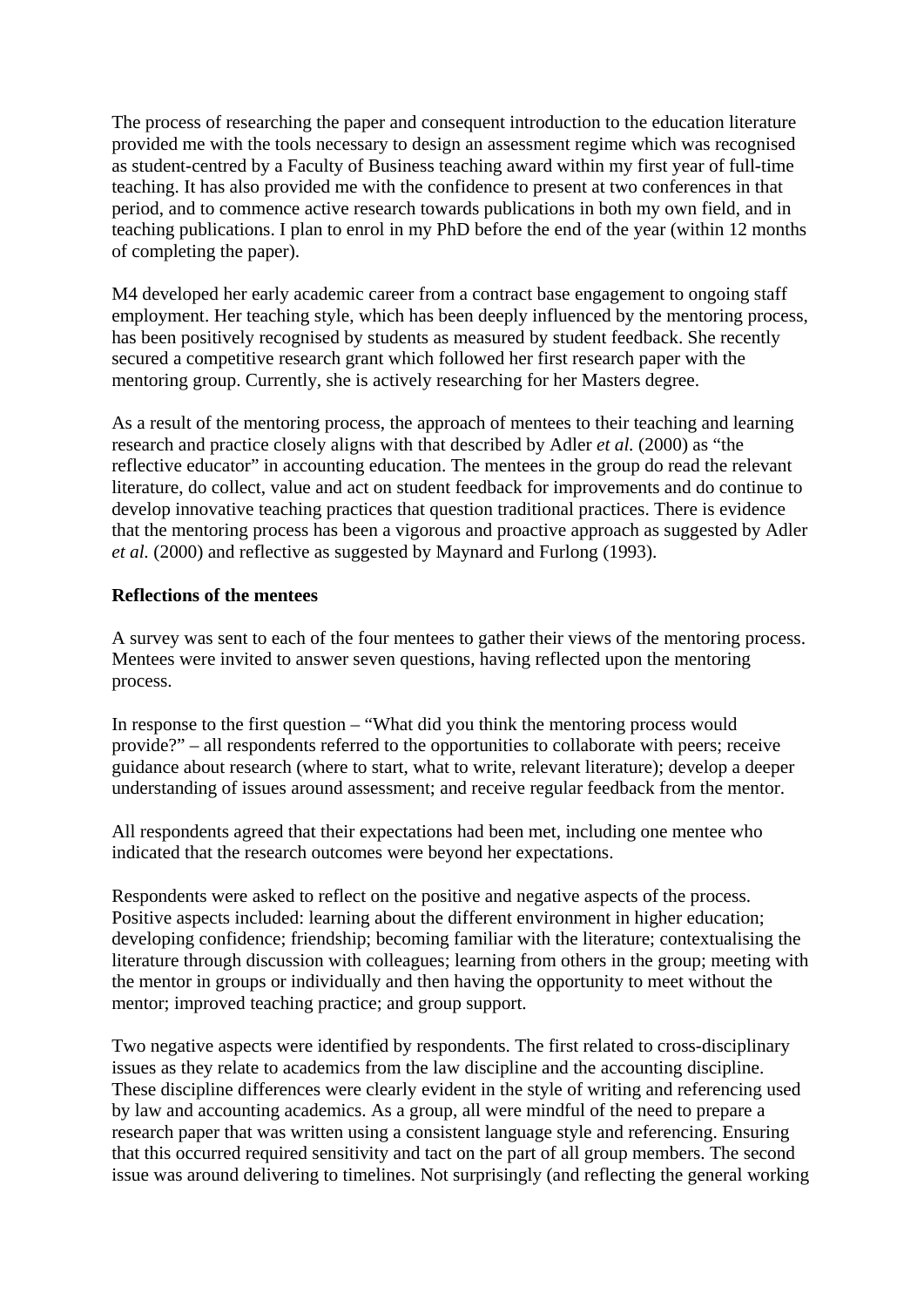The process of researching the paper and consequent introduction to the education literature provided me with the tools necessary to design an assessment regime which was recognised as student-centred by a Faculty of Business teaching award within my first year of full-time teaching. It has also provided me with the confidence to present at two conferences in that period, and to commence active research towards publications in both my own field, and in teaching publications. I plan to enrol in my PhD before the end of the year (within 12 months of completing the paper).

M4 developed her early academic career from a contract base engagement to ongoing staff employment. Her teaching style, which has been deeply influenced by the mentoring process, has been positively recognised by students as measured by student feedback. She recently secured a competitive research grant which followed her first research paper with the mentoring group. Currently, she is actively researching for her Masters degree.

As a result of the mentoring process, the approach of mentees to their teaching and learning research and practice closely aligns with that described by Adler *et al.* (2000) as "the reflective educator" in accounting education. The mentees in the group do read the relevant literature, do collect, value and act on student feedback for improvements and do continue to develop innovative teaching practices that question traditional practices. There is evidence that the mentoring process has been a vigorous and proactive approach as suggested by Adler *et al.* (2000) and reflective as suggested by Maynard and Furlong (1993).

**Reflections of the mentees**

A survey was sent to each of the four mentees to gather their views of the mentoring process. Mentees were invited to answer seven questions, having reflected upon the mentoring process.

In response to the first question – "What did you think the mentoring process would provide?" – all respondents referred to the opportunities to collaborate with peers; receive guidance about research (where to start, what to write, relevant literature); develop a deeper understanding of issues around assessment; and receive regular feedback from the mentor.

All respondents agreed that their expectations had been met, including one mentee who indicated that the research outcomes were beyond her expectations.

Respondents were asked to reflect on the positive and negative aspects of the process. Positive aspects included: learning about the different environment in higher education; developing confidence; friendship; becoming familiar with the literature; contextualising the literature through discussion with colleagues; learning from others in the group; meeting with the mentor in groups or individually and then having the opportunity to meet without the mentor; improved teaching practice; and group support.

Two negative aspects were identified by respondents. The first related to cross-disciplinary issues as they relate to academics from the law discipline and the accounting discipline. These discipline differences were clearly evident in the style of writing and referencing used by law and accounting academics. As a group, all were mindful of the need to prepare a research paper that was written using a consistent language style and referencing. Ensuring that this occurred required sensitivity and tact on the part of all group members. The second issue was around delivering to timelines. Not surprisingly (and reflecting the general working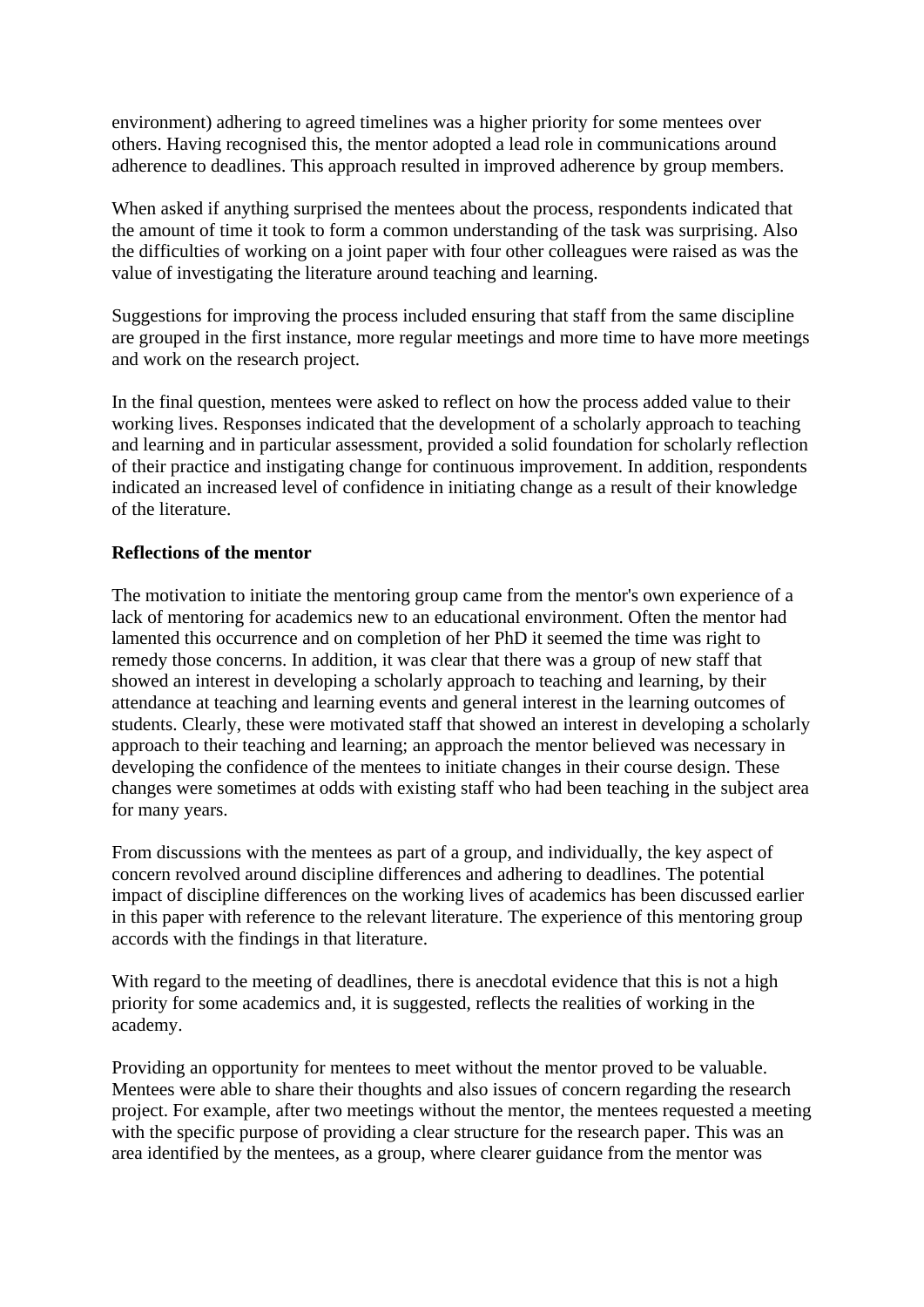environment) adhering to agreed timelines was a higher priority for some mentees over others. Having recognised this, the mentor adopted a lead role in communications around adherence to deadlines. This approach resulted in improved adherence by group members.

When asked if anything surprised the mentees about the process, respondents indicated that the amount of time it took to form a common understanding of the task was surprising. Also the difficulties of working on a joint paper with four other colleagues were raised as was the value of investigating the literature around teaching and learning.

Suggestions for improving the process included ensuring that staff from the same discipline are grouped in the first instance, more regular meetings and more time to have more meetings and work on the research project.

In the final question, mentees were asked to reflect on how the process added value to their working lives. Responses indicated that the development of a scholarly approach to teaching and learning and in particular assessment, provided a solid foundation for scholarly reflection of their practice and instigating change for continuous improvement. In addition, respondents indicated an increased level of confidence in initiating change as a result of their knowledge of the literature.

**Reflections of the mentor**

The motivation to initiate the mentoring group came from the mentor's own experience of a lack of mentoring for academics new to an educational environment. Often the mentor had lamented this occurrence and on completion of her PhD it seemed the time was right to remedy those concerns. In addition, it was clear that there was a group of new staff that showed an interest in developing a scholarly approach to teaching and learning, by their attendance at teaching and learning events and general interest in the learning outcomes of students. Clearly, these were motivated staff that showed an interest in developing a scholarly approach to their teaching and learning; an approach the mentor believed was necessary in developing the confidence of the mentees to initiate changes in their course design. These changes were sometimes at odds with existing staff who had been teaching in the subject area for many years.

From discussions with the mentees as part of a group, and individually, the key aspect of concern revolved around discipline differences and adhering to deadlines. The potential impact of discipline differences on the working lives of academics has been discussed earlier in this paper with reference to the relevant literature. The experience of this mentoring group accords with the findings in that literature.

With regard to the meeting of deadlines, there is anecdotal evidence that this is not a high priority for some academics and, it is suggested, reflects the realities of working in the academy.

Providing an opportunity for mentees to meet without the mentor proved to be valuable. Mentees were able to share their thoughts and also issues of concern regarding the research project. For example, after two meetings without the mentor, the mentees requested a meeting with the specific purpose of providing a clear structure for the research paper. This was an area identified by the mentees, as a group, where clearer guidance from the mentor was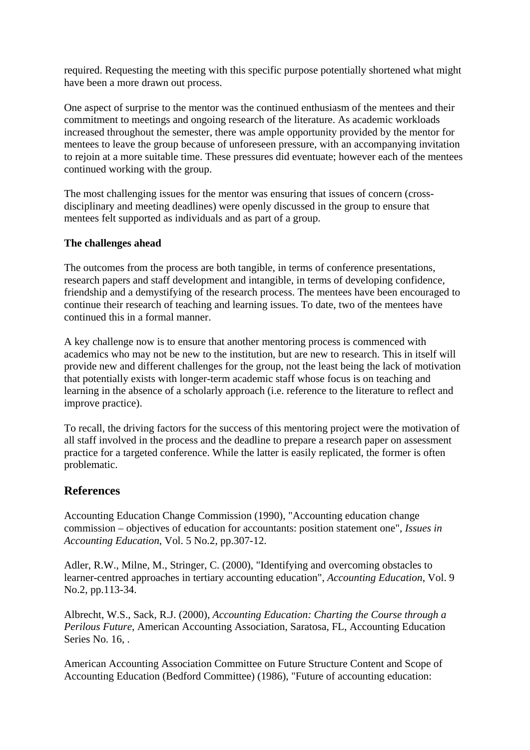required. Requesting the meeting with this specific purpose potentially shortened what might have been a more drawn out process.

One aspect of surprise to the mentor was the continued enthusiasm of the mentees and their commitment to meetings and ongoing research of the literature. As academic workloads increased throughout the semester, there was ample opportunity provided by the mentor for mentees to leave the group because of unforeseen pressure, with an accompanying invitation to rejoin at a more suitable time. These pressures did eventuate; however each of the mentees continued working with the group.

The most challenging issues for the mentor was ensuring that issues of concern (cross-disciplinary and meeting deadlines) were openly discussed in the group to ensure that mentees felt supported as individuals and as part of a group.

**The challenges ahead**

The outcomes from the process are both tangible, in terms of conference presentations, research papers and staff development and intangible, in terms of developing confidence, friendship and a demystifying of the research process. The mentees have been encouraged to continue their research of teaching and learning issues. To date, two of the mentees have continued this in a formal manner.

A key challenge now is to ensure that another mentoring process is commenced with academics who may not be new to the institution, but are new to research. This in itself will provide new and different challenges for the group, not the least being the lack of motivation that potentially exists with longer-term academic staff whose focus is on teaching and learning in the absence of a scholarly approach (i.e. reference to the literature to reflect and improve practice).

To recall, the driving factors for the success of this mentoring project were the motivation of all staff involved in the process and the deadline to prepare a research paper on assessment practice for a targeted conference. While the latter is easily replicated, the former is often problematic.

## References

Accounting Education Change Commission (1990), "Accounting education change commission – objectives of education for accountants: position statement one", *Issues in Accounting Education*, Vol. 5 No.2, pp.307-12.

Adler, R.W., Milne, M., Stringer, C. (2000), "Identifying and overcoming obstacles to learner-centred approaches in tertiary accounting education", *Accounting Education*, Vol. 9 No.2, pp.113-34.

Albrecht, W.S., Sack, R.J. (2000), *Accounting Education: Charting the Course through a Perilous Future*, American Accounting Association, Saratosa, FL, Accounting Education Series No. 16, .

American Accounting Association Committee on Future Structure Content and Scope of Accounting Education (Bedford Committee) (1986), "Future of accounting education: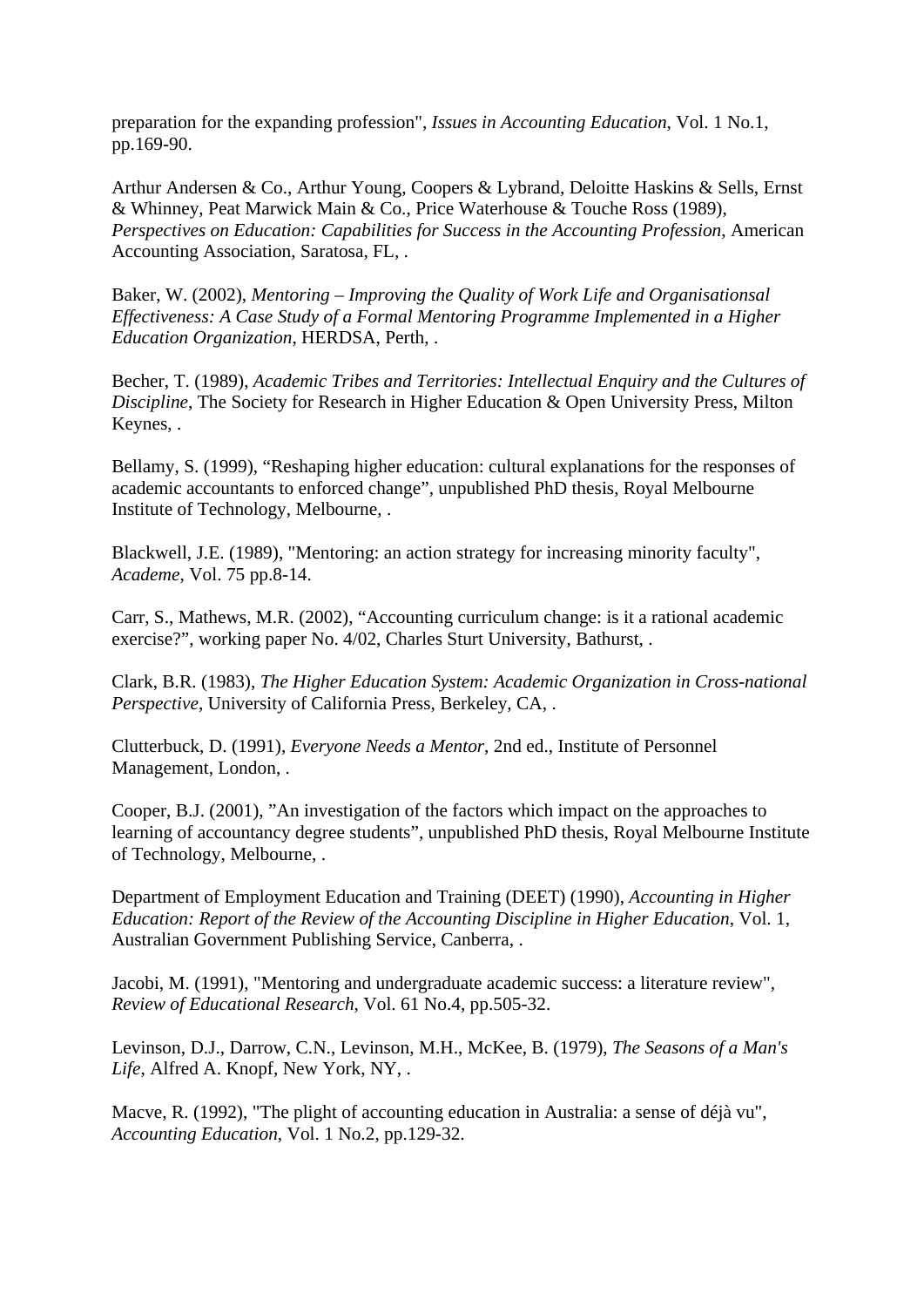preparation for the expanding profession", *Issues in Accounting Education*, Vol. 1 No.1, pp.169-90.

Arthur Andersen & Co., Arthur Young, Coopers & Lybrand, Deloitte Haskins & Sells, Ernst & Whinney, Peat Marwick Main & Co., Price Waterhouse & Touche Ross (1989), *Perspectives on Education: Capabilities for Success in the Accounting Profession*, American Accounting Association, Saratosa, FL, .

Baker, W. (2002), *Mentoring – Improving the Quality of Work Life and Organisationsal Effectiveness: A Case Study of a Formal Mentoring Programme Implemented in a Higher Education Organization*, HERDSA, Perth, .

Becher, T. (1989), *Academic Tribes and Territories: Intellectual Enquiry and the Cultures of Discipline*, The Society for Research in Higher Education & Open University Press, Milton Keynes, .

Bellamy, S. (1999), “Reshaping higher education: cultural explanations for the responses of academic accountants to enforced change”, unpublished PhD thesis, Royal Melbourne Institute of Technology, Melbourne, .

Blackwell, J.E. (1989), "Mentoring: an action strategy for increasing minority faculty", *Academe*, Vol. 75 pp.8-14.

Carr, S., Mathews, M.R. (2002), “Accounting curriculum change: is it a rational academic exercise?”, working paper No. 4/02, Charles Sturt University, Bathurst, .

Clark, B.R. (1983), *The Higher Education System: Academic Organization in Cross-national Perspective*, University of California Press, Berkeley, CA, .

Clutterbuck, D. (1991), *Everyone Needs a Mentor*, 2nd ed., Institute of Personnel Management, London, .

Cooper, B.J. (2001), ”An investigation of the factors which impact on the approaches to learning of accountancy degree students”, unpublished PhD thesis, Royal Melbourne Institute of Technology, Melbourne, .

Department of Employment Education and Training (DEET) (1990), *Accounting in Higher Education: Report of the Review of the Accounting Discipline in Higher Education*, Vol. 1, Australian Government Publishing Service, Canberra, .

Jacobi, M. (1991), "Mentoring and undergraduate academic success: a literature review", *Review of Educational Research*, Vol. 61 No.4, pp.505-32.

Levinson, D.J., Darrow, C.N., Levinson, M.H., McKee, B. (1979), *The Seasons of a Man's Life*, Alfred A. Knopf, New York, NY, .

Macve, R. (1992), "The plight of accounting education in Australia: a sense of déjà vu", *Accounting Education*, Vol. 1 No.2, pp.129-32.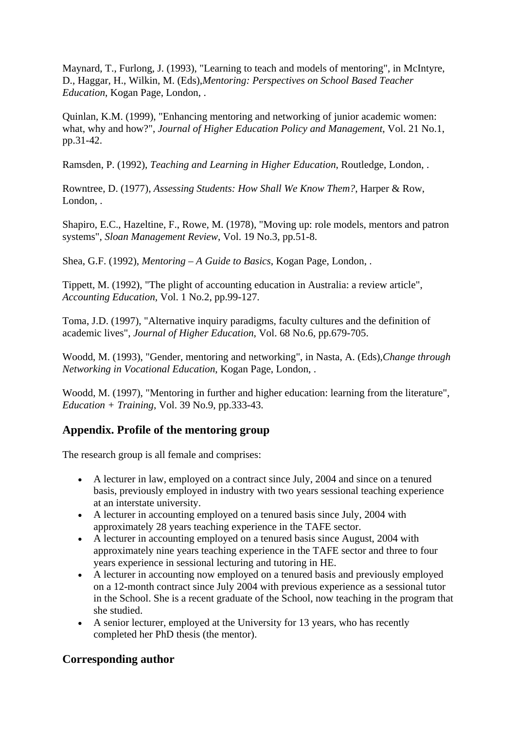Maynard, T., Furlong, J. (1993), "Learning to teach and models of mentoring", in McIntyre, D., Haggar, H., Wilkin, M. (Eds),*Mentoring: Perspectives on School Based Teacher Education*, Kogan Page, London, .

Quinlan, K.M. (1999), "Enhancing mentoring and networking of junior academic women: what, why and how?", *Journal of Higher Education Policy and Management*, Vol. 21 No.1, pp.31-42.

Ramsden, P. (1992), *Teaching and Learning in Higher Education*, Routledge, London, .

Rowntree, D. (1977), *Assessing Students: How Shall We Know Them?*, Harper & Row, London, .

Shapiro, E.C., Hazeltine, F., Rowe, M. (1978), "Moving up: role models, mentors and patron systems", *Sloan Management Review*, Vol. 19 No.3, pp.51-8.

Shea, G.F. (1992), *Mentoring – A Guide to Basics*, Kogan Page, London, .

Tippett, M. (1992), "The plight of accounting education in Australia: a review article", *Accounting Education*, Vol. 1 No.2, pp.99-127.

Toma, J.D. (1997), "Alternative inquiry paradigms, faculty cultures and the definition of academic lives", *Journal of Higher Education*, Vol. 68 No.6, pp.679-705.

Woodd, M. (1993), "Gender, mentoring and networking", in Nasta, A. (Eds),*Change through Networking in Vocational Education*, Kogan Page, London, .

Woodd, M. (1997), "Mentoring in further and higher education: learning from the literature", *Education + Training*, Vol. 39 No.9, pp.333-43.

## Appendix. Profile of the mentoring group

The research group is all female and comprises:

- A lecturer in law, employed on a contract since July, 2004 and since on a tenured basis, previously employed in industry with two years sessional teaching experience at an interstate university.
- A lecturer in accounting employed on a tenured basis since July, 2004 with approximately 28 years teaching experience in the TAFE sector.
- A lecturer in accounting employed on a tenured basis since August, 2004 with approximately nine years teaching experience in the TAFE sector and three to four years experience in sessional lecturing and tutoring in HE.
- A lecturer in accounting now employed on a tenured basis and previously employed on a 12-month contract since July 2004 with previous experience as a sessional tutor in the School. She is a recent graduate of the School, now teaching in the program that she studied.
- A senior lecturer, employed at the University for 13 years, who has recently completed her PhD thesis (the mentor).

## Corresponding author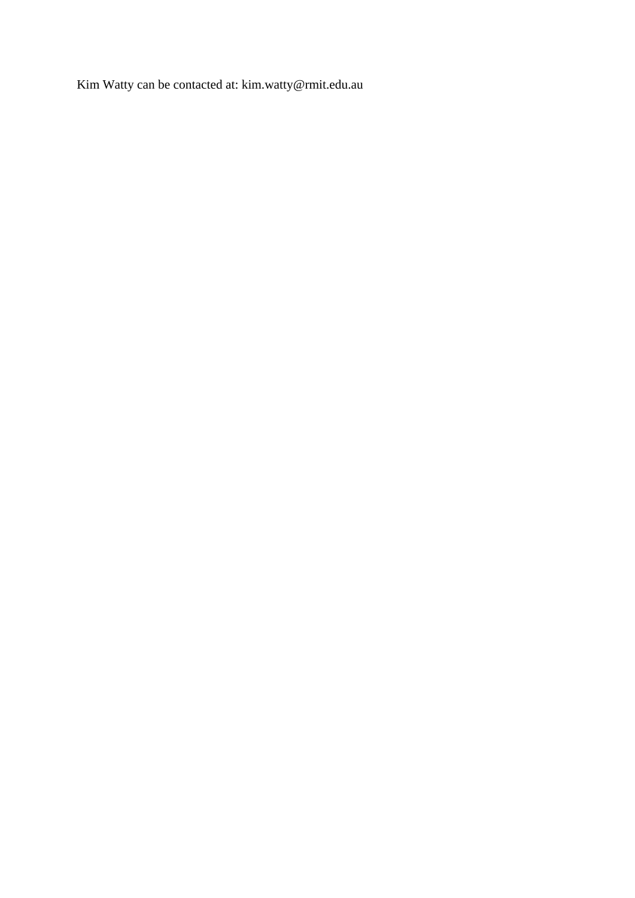Kim Watty can be contacted at: kim.watty@rmit.edu.au